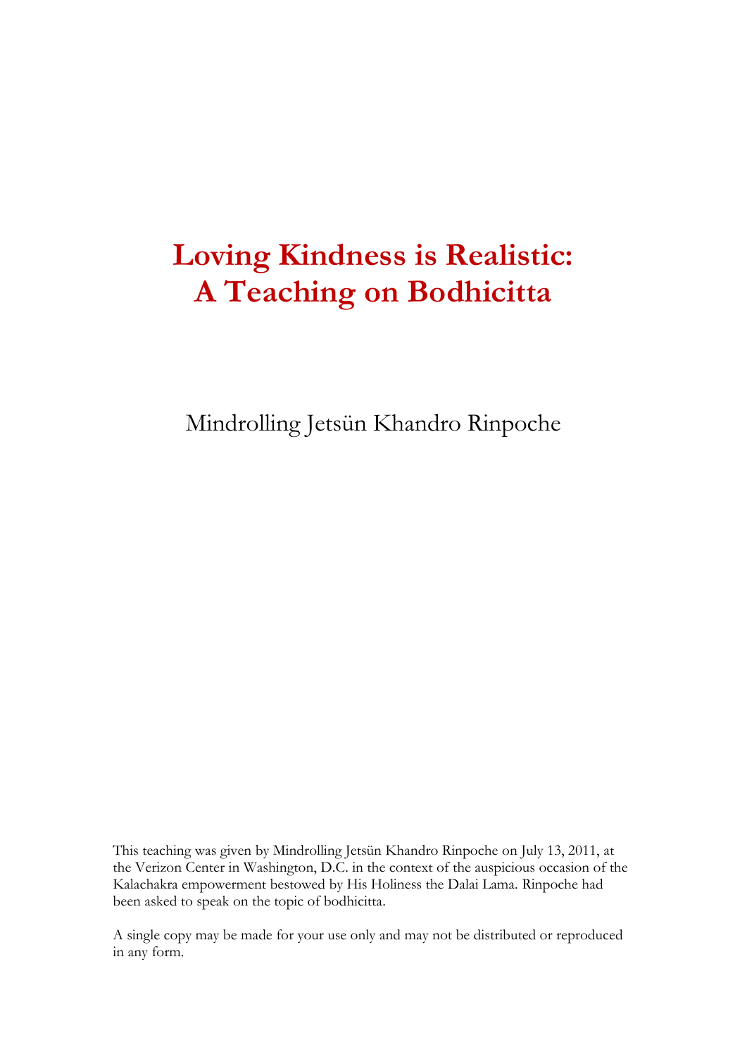# Loving Kindness is Realistic: A Teaching on Bodhicitta

Mindrolling Jetsün Khandro Rinpoche

This teaching was given by Mindrolling Jetsün Khandro Rinpoche on July 13, 2011, at the Verizon Center in Washington, D.C. in the context of the auspicious occasion of the Kalachakra empowerment bestowed by His Holiness the Dalai Lama. Rinpoche had been asked to speak on the topic of bodhicitta.

A single copy may be made for your use only and may not be distributed or reproduced in any form.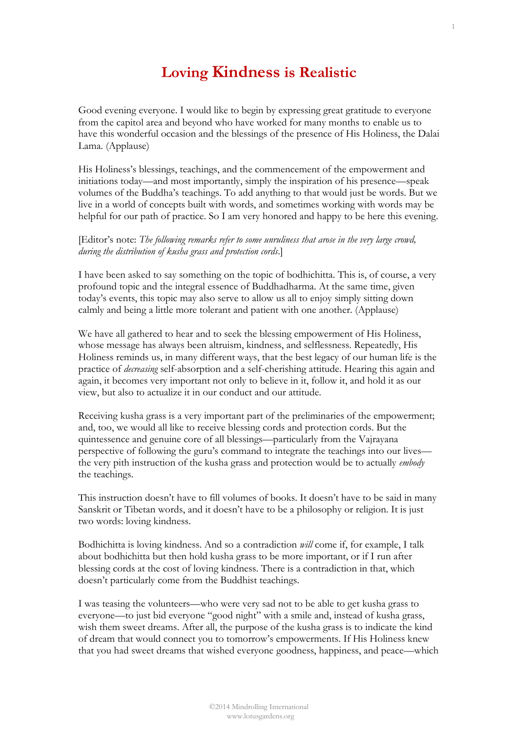# Loving Kindness is Realistic

Good evening everyone. I would like to begin by expressing great gratitude to everyone from the capitol area and beyond who have worked for many months to enable us to have this wonderful occasion and the blessings of the presence of His Holiness, the Dalai Lama. (Applause)

His Holiness's blessings, teachings, and the commencement of the empowerment and initiations today—and most importantly, simply the inspiration of his presence—speak volumes of the Buddha's teachings. To add anything to that would just be words. But we live in a world of concepts built with words, and sometimes working with words may be helpful for our path of practice. So I am very honored and happy to be here this evening.

[Editor's note: *The following remarks refer to some unruliness that arose in the very large crowd, during the distribution of kusha grass and protection cords*.]

I have been asked to say something on the topic of bodhichitta. This is, of course, a very profound topic and the integral essence of Buddhadharma. At the same time, given today's events, this topic may also serve to allow us all to enjoy simply sitting down calmly and being a little more tolerant and patient with one another. (Applause)

We have all gathered to hear and to seek the blessing empowerment of His Holiness, whose message has always been altruism, kindness, and selflessness. Repeatedly, His Holiness reminds us, in many different ways, that the best legacy of our human life is the practice of *decreasing* self-absorption and a self-cherishing attitude. Hearing this again and again, it becomes very important not only to believe in it, follow it, and hold it as our view, but also to actualize it in our conduct and our attitude.

Receiving kusha grass is a very important part of the preliminaries of the empowerment; and, too, we would all like to receive blessing cords and protection cords. But the quintessence and genuine core of all blessings—particularly from the Vajrayana perspective of following the guru's command to integrate the teachings into our lives—the very pith instruction of the kusha grass and protection would be to actually *embody* the teachings.

This instruction doesn't have to fill volumes of books. It doesn't have to be said in many Sanskrit or Tibetan words, and it doesn't have to be a philosophy or religion. It is just two words: loving kindness.

Bodhichitta is loving kindness. And so a contradiction *will* come if, for example, I talk about bodhichitta but then hold kusha grass to be more important, or if I run after blessing cords at the cost of loving kindness. There is a contradiction in that, which doesn't particularly come from the Buddhist teachings.

I was teasing the volunteers—who were very sad not to be able to get kusha grass to everyone—to just bid everyone "good night" with a smile and, instead of kusha grass, wish them sweet dreams. After all, the purpose of the kusha grass is to indicate the kind of dream that would connect you to tomorrow's empowerments. If His Holiness knew that you had sweet dreams that wished everyone goodness, happiness, and peace—which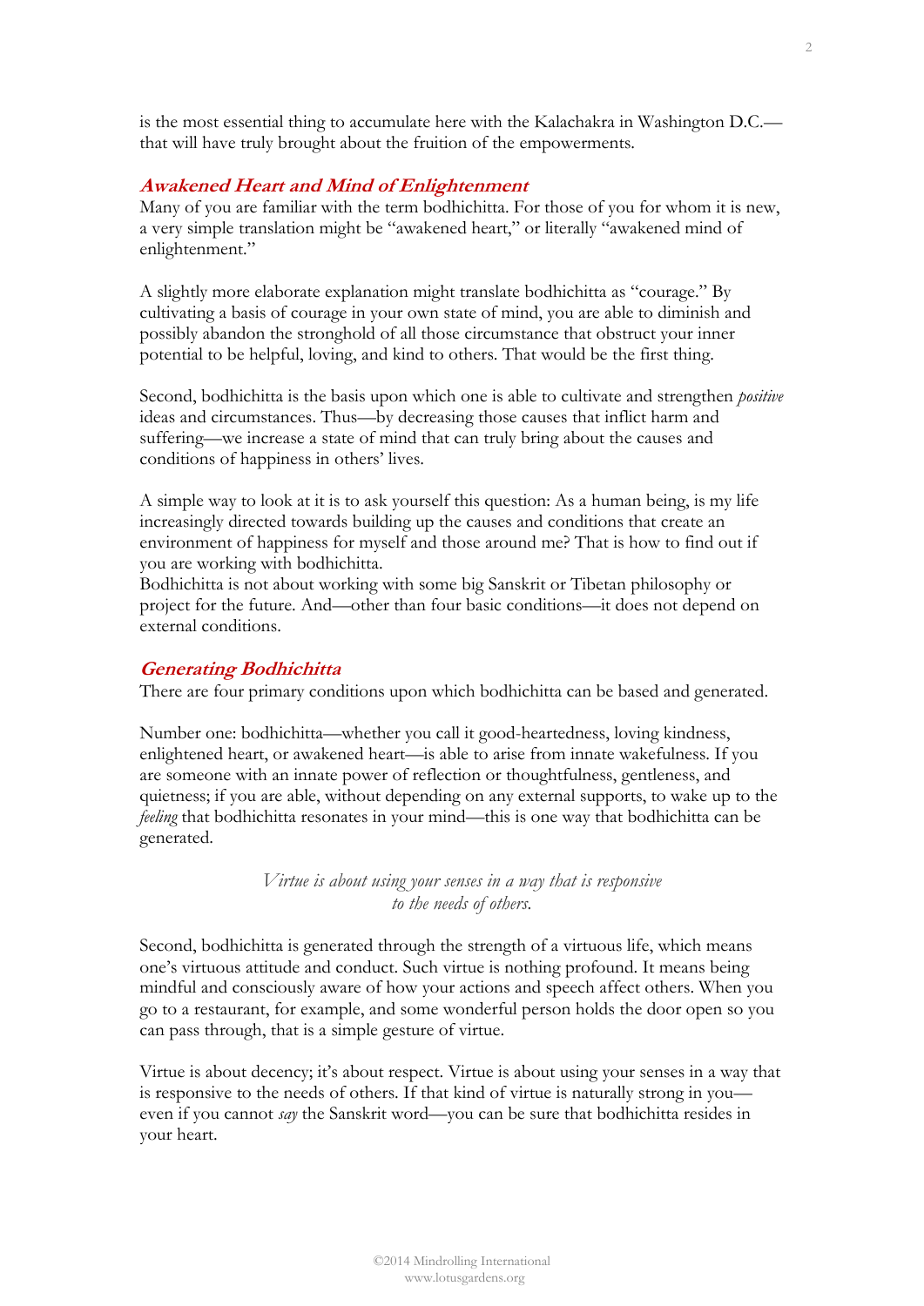is the most essential thing to accumulate here with the Kalachakra in Washington D.C.—that will have truly brought about the fruition of the empowerments.

## *Awakened Heart and Mind of Enlightenment*

Many of you are familiar with the term bodhichitta. For those of you for whom it is new, a very simple translation might be "awakened heart," or literally "awakened mind of enlightenment."

A slightly more elaborate explanation might translate bodhichitta as "courage." By cultivating a basis of courage in your own state of mind, you are able to diminish and possibly abandon the stronghold of all those circumstance that obstruct your inner potential to be helpful, loving, and kind to others. That would be the first thing.

Second, bodhichitta is the basis upon which one is able to cultivate and strengthen *positive* ideas and circumstances. Thus—by decreasing those causes that inflict harm and suffering—we increase a state of mind that can truly bring about the causes and conditions of happiness in others' lives.

A simple way to look at it is to ask yourself this question: As a human being, is my life increasingly directed towards building up the causes and conditions that create an environment of happiness for myself and those around me? That is how to find out if you are working with bodhichitta.
Bodhichitta is not about working with some big Sanskrit or Tibetan philosophy or project for the future. And—other than four basic conditions—it does not depend on external conditions.

## *Generating Bodhichitta*

There are four primary conditions upon which bodhichitta can be based and generated.

Number one: bodhichitta—whether you call it good-heartedness, loving kindness, enlightened heart, or awakened heart—is able to arise from innate wakefulness. If you are someone with an innate power of reflection or thoughtfulness, gentleness, and quietness; if you are able, without depending on any external supports, to wake up to the *feeling* that bodhichitta resonates in your mind—this is one way that bodhichitta can be generated.

> *Virtue is about using your senses in a way that is responsive to the needs of others.*

Second, bodhichitta is generated through the strength of a virtuous life, which means one's virtuous attitude and conduct. Such virtue is nothing profound. It means being mindful and consciously aware of how your actions and speech affect others. When you go to a restaurant, for example, and some wonderful person holds the door open so you can pass through, that is a simple gesture of virtue.

Virtue is about decency; it's about respect. Virtue is about using your senses in a way that is responsive to the needs of others. If that kind of virtue is naturally strong in you—even if you cannot *say* the Sanskrit word—you can be sure that bodhichitta resides in your heart.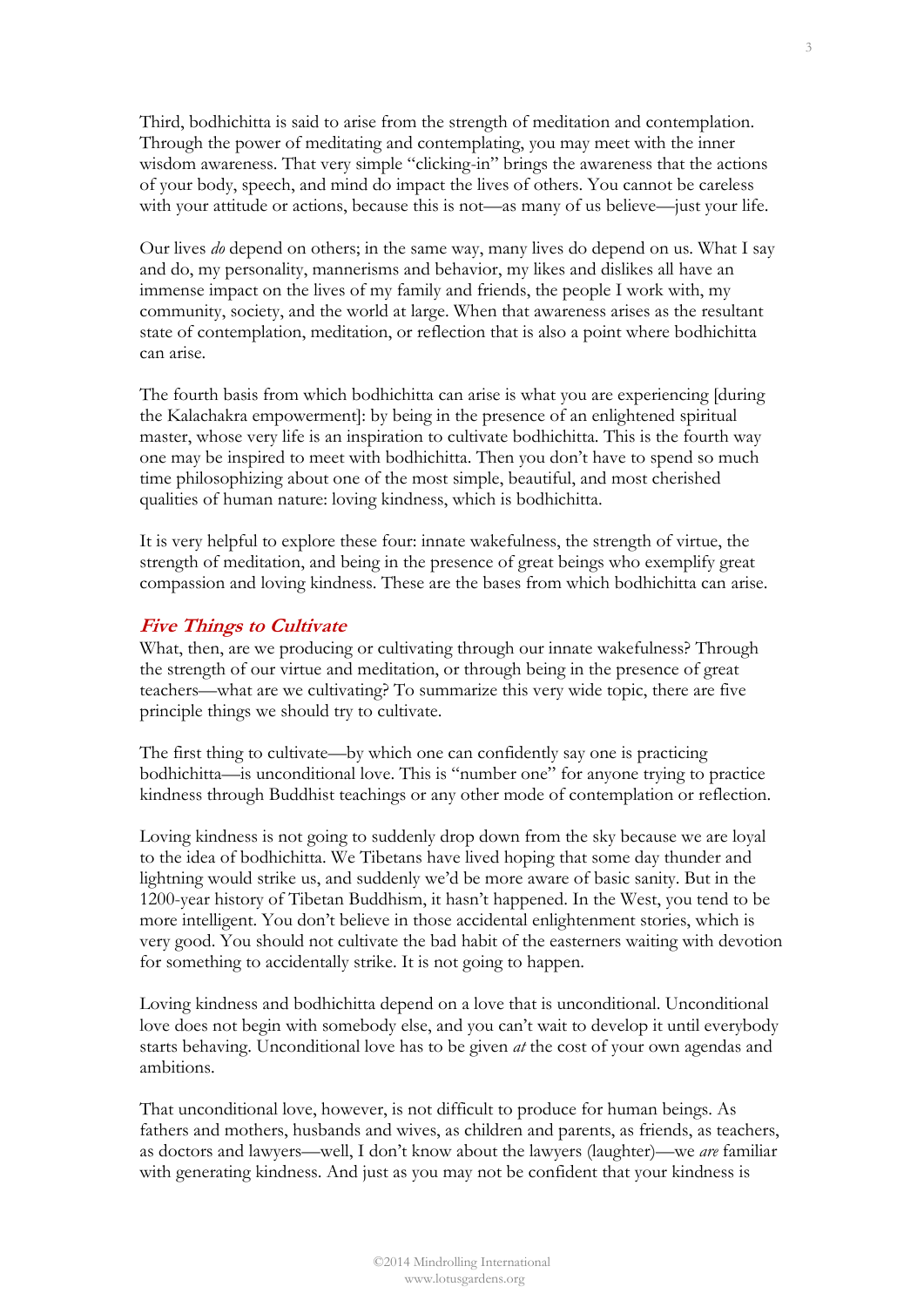Third, bodhichitta is said to arise from the strength of meditation and contemplation. Through the power of meditating and contemplating, you may meet with the inner wisdom awareness. That very simple "clicking-in" brings the awareness that the actions of your body, speech, and mind do impact the lives of others. You cannot be careless with your attitude or actions, because this is not—as many of us believe—just your life.

Our lives *do* depend on others; in the same way, many lives do depend on us. What I say and do, my personality, mannerisms and behavior, my likes and dislikes all have an immense impact on the lives of my family and friends, the people I work with, my community, society, and the world at large. When that awareness arises as the resultant state of contemplation, meditation, or reflection that is also a point where bodhichitta can arise.

The fourth basis from which bodhichitta can arise is what you are experiencing [during the Kalachakra empowerment]: by being in the presence of an enlightened spiritual master, whose very life is an inspiration to cultivate bodhichitta. This is the fourth way one may be inspired to meet with bodhichitta. Then you don't have to spend so much time philosophizing about one of the most simple, beautiful, and most cherished qualities of human nature: loving kindness, which is bodhichitta.

It is very helpful to explore these four: innate wakefulness, the strength of virtue, the strength of meditation, and being in the presence of great beings who exemplify great compassion and loving kindness. These are the bases from which bodhichitta can arise.

## *Five Things to Cultivate*

What, then, are we producing or cultivating through our innate wakefulness? Through the strength of our virtue and meditation, or through being in the presence of great teachers—what are we cultivating? To summarize this very wide topic, there are five principle things we should try to cultivate.

The first thing to cultivate—by which one can confidently say one is practicing bodhichitta—is unconditional love. This is "number one" for anyone trying to practice kindness through Buddhist teachings or any other mode of contemplation or reflection.

Loving kindness is not going to suddenly drop down from the sky because we are loyal to the idea of bodhichitta. We Tibetans have lived hoping that some day thunder and lightning would strike us, and suddenly we'd be more aware of basic sanity. But in the 1200-year history of Tibetan Buddhism, it hasn't happened. In the West, you tend to be more intelligent. You don't believe in those accidental enlightenment stories, which is very good. You should not cultivate the bad habit of the easterners waiting with devotion for something to accidentally strike. It is not going to happen.

Loving kindness and bodhichitta depend on a love that is unconditional. Unconditional love does not begin with somebody else, and you can't wait to develop it until everybody starts behaving. Unconditional love has to be given *at* the cost of your own agendas and ambitions.

That unconditional love, however, is not difficult to produce for human beings. As fathers and mothers, husbands and wives, as children and parents, as friends, as teachers, as doctors and lawyers—well, I don't know about the lawyers (laughter)—we *are* familiar with generating kindness. And just as you may not be confident that your kindness is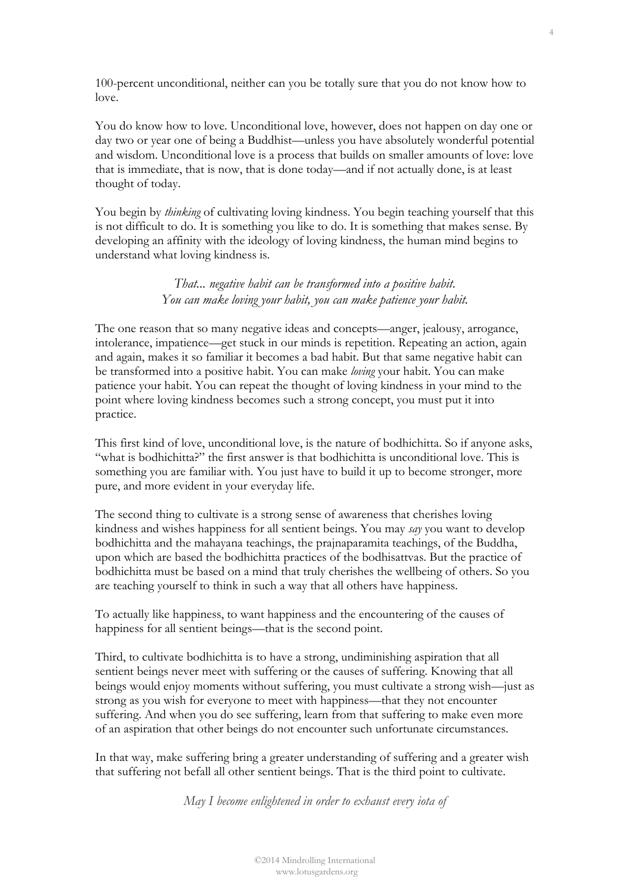100-percent unconditional, neither can you be totally sure that you do not know how to love.

You do know how to love. Unconditional love, however, does not happen on day one or day two or year one of being a Buddhist—unless you have absolutely wonderful potential and wisdom. Unconditional love is a process that builds on smaller amounts of love: love that is immediate, that is now, that is done today—and if not actually done, is at least thought of today.

You begin by *thinking* of cultivating loving kindness. You begin teaching yourself that this is not difficult to do. It is something you like to do. It is something that makes sense. By developing an affinity with the ideology of loving kindness, the human mind begins to understand what loving kindness is.

> *That... negative habit can be transformed into a positive habit.*
> *You can make loving your habit, you can make patience your habit.*

The one reason that so many negative ideas and concepts—anger, jealousy, arrogance, intolerance, impatience—get stuck in our minds is repetition. Repeating an action, again and again, makes it so familiar it becomes a bad habit. But that same negative habit can be transformed into a positive habit. You can make *loving* your habit. You can make patience your habit. You can repeat the thought of loving kindness in your mind to the point where loving kindness becomes such a strong concept, you must put it into practice.

This first kind of love, unconditional love, is the nature of bodhichitta. So if anyone asks, "what is bodhichitta?" the first answer is that bodhichitta is unconditional love. This is something you are familiar with. You just have to build it up to become stronger, more pure, and more evident in your everyday life.

The second thing to cultivate is a strong sense of awareness that cherishes loving kindness and wishes happiness for all sentient beings. You may *say* you want to develop bodhichitta and the mahayana teachings, the prajnaparamita teachings, of the Buddha, upon which are based the bodhichitta practices of the bodhisattvas. But the practice of bodhichitta must be based on a mind that truly cherishes the wellbeing of others. So you are teaching yourself to think in such a way that all others have happiness.

To actually like happiness, to want happiness and the encountering of the causes of happiness for all sentient beings—that is the second point.

Third, to cultivate bodhichitta is to have a strong, undiminishing aspiration that all sentient beings never meet with suffering or the causes of suffering. Knowing that all beings would enjoy moments without suffering, you must cultivate a strong wish—just as strong as you wish for everyone to meet with happiness—that they not encounter suffering. And when you do see suffering, learn from that suffering to make even more of an aspiration that other beings do not encounter such unfortunate circumstances.

In that way, make suffering bring a greater understanding of suffering and a greater wish that suffering not befall all other sentient beings. That is the third point to cultivate.

> *May I become enlightened in order to exhaust every iota of*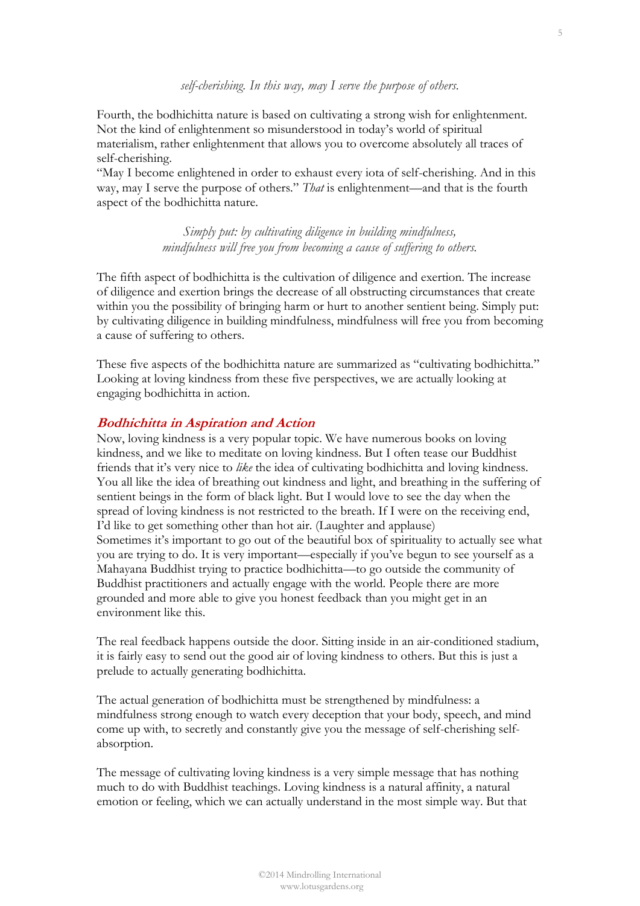*self-cherishing. In this way, may I serve the purpose of others.*

Fourth, the bodhichitta nature is based on cultivating a strong wish for enlightenment. Not the kind of enlightenment so misunderstood in today's world of spiritual materialism, rather enlightenment that allows you to overcome absolutely all traces of self-cherishing.

"May I become enlightened in order to exhaust every iota of self-cherishing. And in this way, may I serve the purpose of others." *That* is enlightenment—and that is the fourth aspect of the bodhichitta nature.

> *Simply put: by cultivating diligence in building mindfulness, mindfulness will free you from becoming a cause of suffering to others.*

The fifth aspect of bodhichitta is the cultivation of diligence and exertion. The increase of diligence and exertion brings the decrease of all obstructing circumstances that create within you the possibility of bringing harm or hurt to another sentient being. Simply put: by cultivating diligence in building mindfulness, mindfulness will free you from becoming a cause of suffering to others.

These five aspects of the bodhichitta nature are summarized as "cultivating bodhichitta." Looking at loving kindness from these five perspectives, we are actually looking at engaging bodhichitta in action.

## Bodhichitta in Aspiration and Action

Now, loving kindness is a very popular topic. We have numerous books on loving kindness, and we like to meditate on loving kindness. But I often tease our Buddhist friends that it's very nice to *like* the idea of cultivating bodhichitta and loving kindness. You all like the idea of breathing out kindness and light, and breathing in the suffering of sentient beings in the form of black light. But I would love to see the day when the spread of loving kindness is not restricted to the breath. If I were on the receiving end, I'd like to get something other than hot air. (Laughter and applause)

Sometimes it's important to go out of the beautiful box of spirituality to actually see what you are trying to do. It is very important—especially if you've begun to see yourself as a Mahayana Buddhist trying to practice bodhichitta—to go outside the community of Buddhist practitioners and actually engage with the world. People there are more grounded and more able to give you honest feedback than you might get in an environment like this.

The real feedback happens outside the door. Sitting inside in an air-conditioned stadium, it is fairly easy to send out the good air of loving kindness to others. But this is just a prelude to actually generating bodhichitta.

The actual generation of bodhichitta must be strengthened by mindfulness: a mindfulness strong enough to watch every deception that your body, speech, and mind come up with, to secretly and constantly give you the message of self-cherishing self-absorption.

The message of cultivating loving kindness is a very simple message that has nothing much to do with Buddhist teachings. Loving kindness is a natural affinity, a natural emotion or feeling, which we can actually understand in the most simple way. But that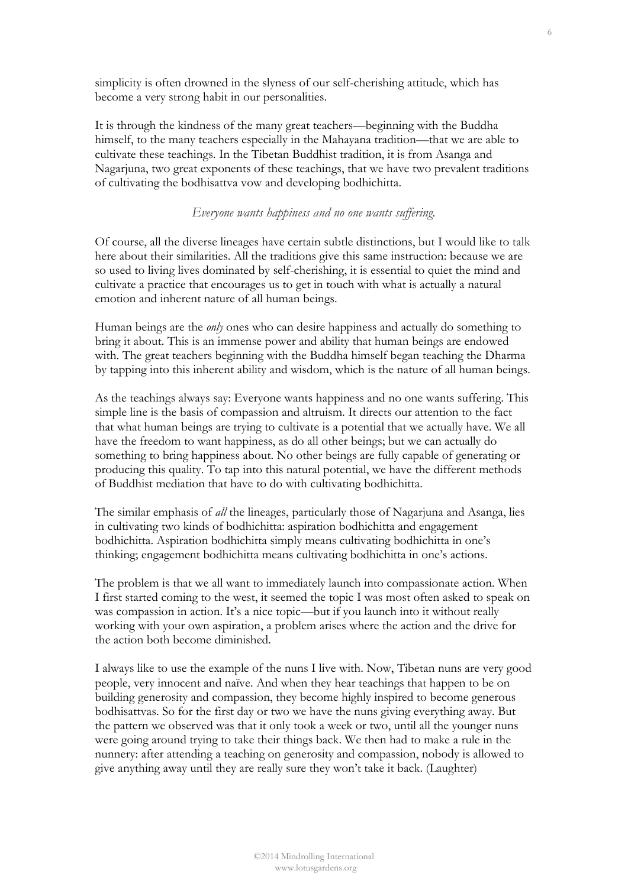simplicity is often drowned in the slyness of our self-cherishing attitude, which has become a very strong habit in our personalities.

It is through the kindness of the many great teachers—beginning with the Buddha himself, to the many teachers especially in the Mahayana tradition—that we are able to cultivate these teachings. In the Tibetan Buddhist tradition, it is from Asanga and Nagarjuna, two great exponents of these teachings, that we have two prevalent traditions of cultivating the bodhisattva vow and developing bodhichitta.

*Everyone wants happiness and no one wants suffering.*

Of course, all the diverse lineages have certain subtle distinctions, but I would like to talk here about their similarities. All the traditions give this same instruction: because we are so used to living lives dominated by self-cherishing, it is essential to quiet the mind and cultivate a practice that encourages us to get in touch with what is actually a natural emotion and inherent nature of all human beings.

Human beings are the *only* ones who can desire happiness and actually do something to bring it about. This is an immense power and ability that human beings are endowed with. The great teachers beginning with the Buddha himself began teaching the Dharma by tapping into this inherent ability and wisdom, which is the nature of all human beings.

As the teachings always say: Everyone wants happiness and no one wants suffering. This simple line is the basis of compassion and altruism. It directs our attention to the fact that what human beings are trying to cultivate is a potential that we actually have. We all have the freedom to want happiness, as do all other beings; but we can actually do something to bring happiness about. No other beings are fully capable of generating or producing this quality. To tap into this natural potential, we have the different methods of Buddhist mediation that have to do with cultivating bodhichitta.

The similar emphasis of *all* the lineages, particularly those of Nagarjuna and Asanga, lies in cultivating two kinds of bodhichitta: aspiration bodhichitta and engagement bodhichitta. Aspiration bodhichitta simply means cultivating bodhichitta in one's thinking; engagement bodhichitta means cultivating bodhichitta in one's actions.

The problem is that we all want to immediately launch into compassionate action. When I first started coming to the west, it seemed the topic I was most often asked to speak on was compassion in action. It's a nice topic—but if you launch into it without really working with your own aspiration, a problem arises where the action and the drive for the action both become diminished.

I always like to use the example of the nuns I live with. Now, Tibetan nuns are very good people, very innocent and naïve. And when they hear teachings that happen to be on building generosity and compassion, they become highly inspired to become generous bodhisattvas. So for the first day or two we have the nuns giving everything away. But the pattern we observed was that it only took a week or two, until all the younger nuns were going around trying to take their things back. We then had to make a rule in the nunnery: after attending a teaching on generosity and compassion, nobody is allowed to give anything away until they are really sure they won't take it back. (Laughter)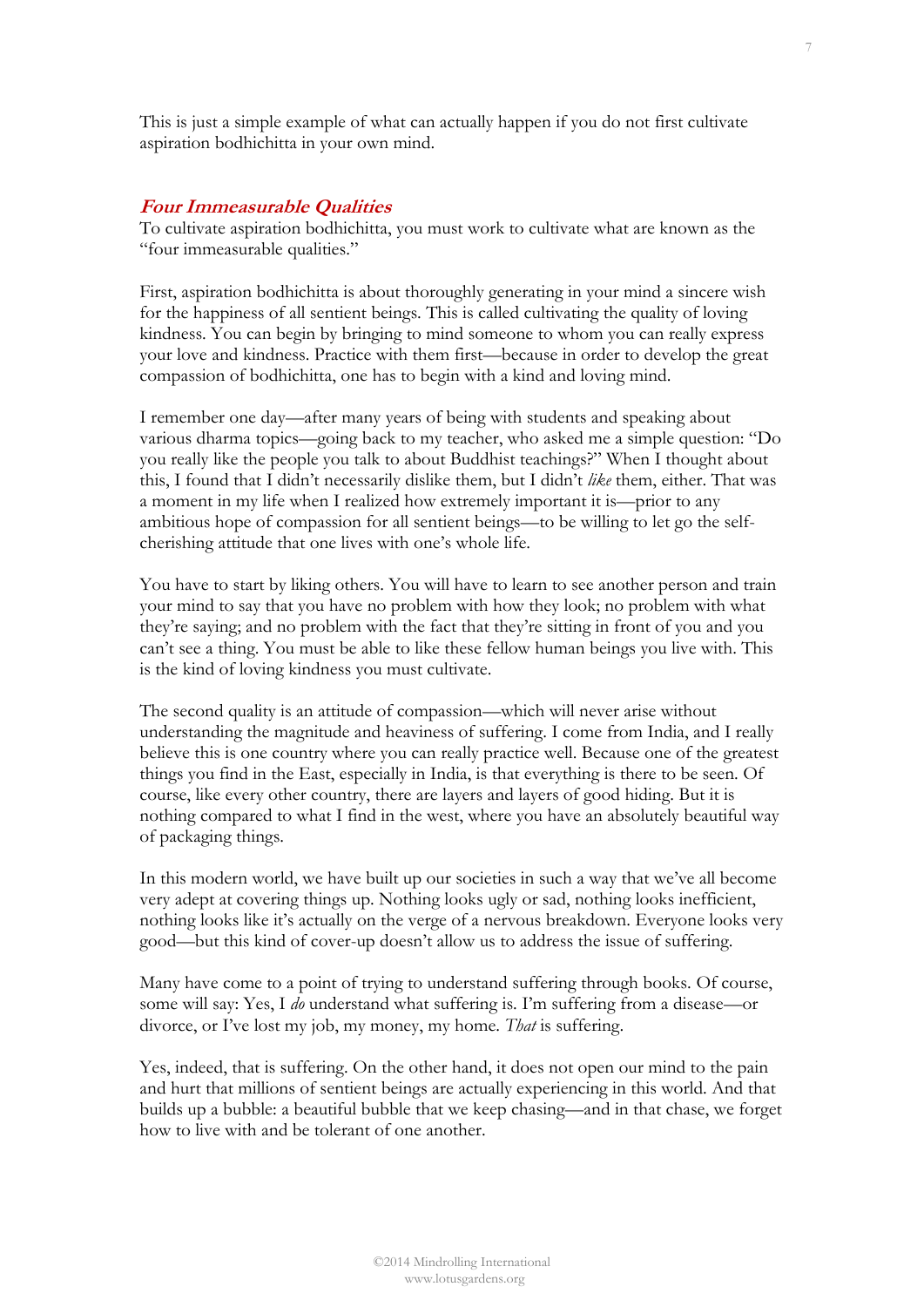This is just a simple example of what can actually happen if you do not first cultivate aspiration bodhichitta in your own mind.

## ***Four Immeasurable Qualities***

To cultivate aspiration bodhichitta, you must work to cultivate what are known as the "four immeasurable qualities."

First, aspiration bodhichitta is about thoroughly generating in your mind a sincere wish for the happiness of all sentient beings. This is called cultivating the quality of loving kindness. You can begin by bringing to mind someone to whom you can really express your love and kindness. Practice with them first—because in order to develop the great compassion of bodhichitta, one has to begin with a kind and loving mind.

I remember one day—after many years of being with students and speaking about various dharma topics—going back to my teacher, who asked me a simple question: "Do you really like the people you talk to about Buddhist teachings?" When I thought about this, I found that I didn't necessarily dislike them, but I didn't *like* them, either. That was a moment in my life when I realized how extremely important it is—prior to any ambitious hope of compassion for all sentient beings—to be willing to let go the self-cherishing attitude that one lives with one's whole life.

You have to start by liking others. You will have to learn to see another person and train your mind to say that you have no problem with how they look; no problem with what they're saying; and no problem with the fact that they're sitting in front of you and you can't see a thing. You must be able to like these fellow human beings you live with. This is the kind of loving kindness you must cultivate.

The second quality is an attitude of compassion—which will never arise without understanding the magnitude and heaviness of suffering. I come from India, and I really believe this is one country where you can really practice well. Because one of the greatest things you find in the East, especially in India, is that everything is there to be seen. Of course, like every other country, there are layers and layers of good hiding. But it is nothing compared to what I find in the west, where you have an absolutely beautiful way of packaging things.

In this modern world, we have built up our societies in such a way that we've all become very adept at covering things up. Nothing looks ugly or sad, nothing looks inefficient, nothing looks like it's actually on the verge of a nervous breakdown. Everyone looks very good—but this kind of cover-up doesn't allow us to address the issue of suffering.

Many have come to a point of trying to understand suffering through books. Of course, some will say: Yes, I *do* understand what suffering is. I'm suffering from a disease—or divorce, or I've lost my job, my money, my home. *That* is suffering.

Yes, indeed, that is suffering. On the other hand, it does not open our mind to the pain and hurt that millions of sentient beings are actually experiencing in this world. And that builds up a bubble: a beautiful bubble that we keep chasing—and in that chase, we forget how to live with and be tolerant of one another.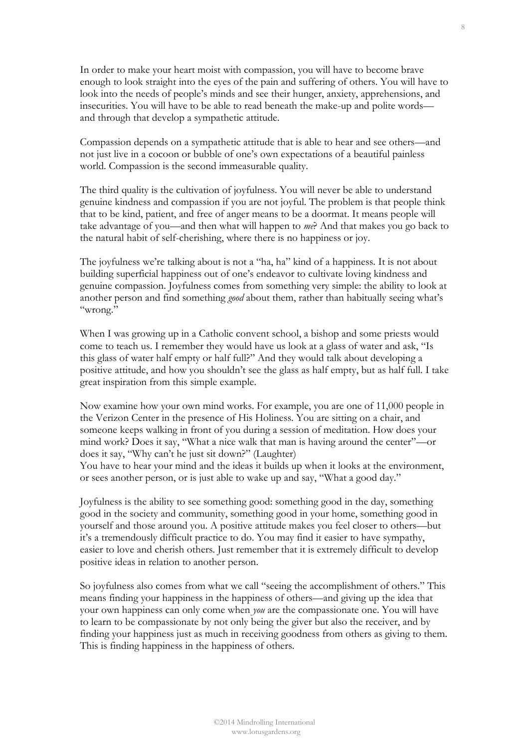In order to make your heart moist with compassion, you will have to become brave enough to look straight into the eyes of the pain and suffering of others. You will have to look into the needs of people's minds and see their hunger, anxiety, apprehensions, and insecurities. You will have to be able to read beneath the make-up and polite words—and through that develop a sympathetic attitude.

Compassion depends on a sympathetic attitude that is able to hear and see others—and not just live in a cocoon or bubble of one's own expectations of a beautiful painless world. Compassion is the second immeasurable quality.

The third quality is the cultivation of joyfulness. You will never be able to understand genuine kindness and compassion if you are not joyful. The problem is that people think that to be kind, patient, and free of anger means to be a doormat. It means people will take advantage of you—and then what will happen to *me*? And that makes you go back to the natural habit of self-cherishing, where there is no happiness or joy.

The joyfulness we're talking about is not a "ha, ha" kind of a happiness. It is not about building superficial happiness out of one's endeavor to cultivate loving kindness and genuine compassion. Joyfulness comes from something very simple: the ability to look at another person and find something *good* about them, rather than habitually seeing what's "wrong."

When I was growing up in a Catholic convent school, a bishop and some priests would come to teach us. I remember they would have us look at a glass of water and ask, "Is this glass of water half empty or half full?" And they would talk about developing a positive attitude, and how you shouldn't see the glass as half empty, but as half full. I take great inspiration from this simple example.

Now examine how your own mind works. For example, you are one of 11,000 people in the Verizon Center in the presence of His Holiness. You are sitting on a chair, and someone keeps walking in front of you during a session of meditation. How does your mind work? Does it say, "What a nice walk that man is having around the center"—or does it say, "Why can't he just sit down?" (Laughter)
You have to hear your mind and the ideas it builds up when it looks at the environment, or sees another person, or is just able to wake up and say, "What a good day."

Joyfulness is the ability to see something good: something good in the day, something good in the society and community, something good in your home, something good in yourself and those around you. A positive attitude makes you feel closer to others—but it's a tremendously difficult practice to do. You may find it easier to have sympathy, easier to love and cherish others. Just remember that it is extremely difficult to develop positive ideas in relation to another person.

So joyfulness also comes from what we call "seeing the accomplishment of others." This means finding your happiness in the happiness of others—and giving up the idea that your own happiness can only come when *you* are the compassionate one. You will have to learn to be compassionate by not only being the giver but also the receiver, and by finding your happiness just as much in receiving goodness from others as giving to them. This is finding happiness in the happiness of others.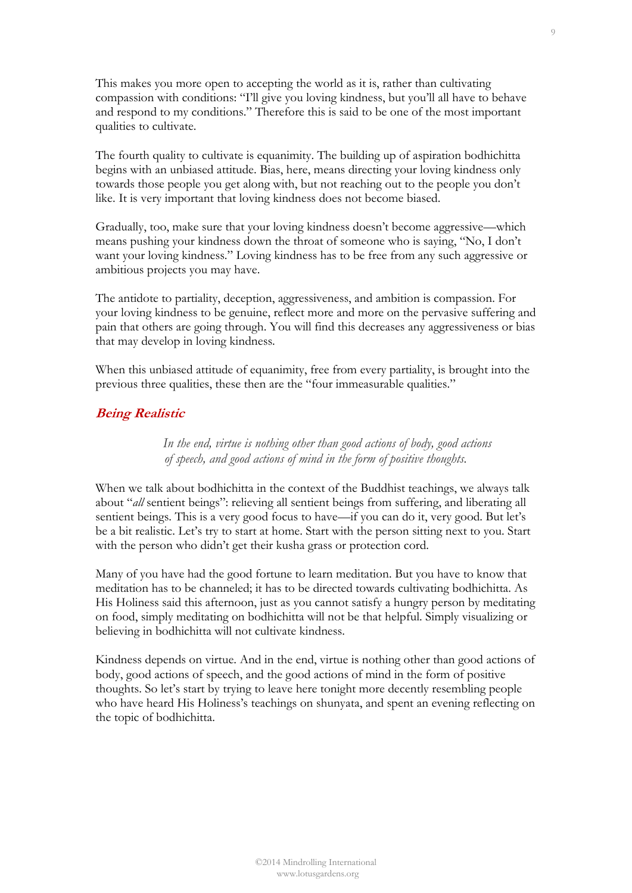This makes you more open to accepting the world as it is, rather than cultivating compassion with conditions: "I'll give you loving kindness, but you'll all have to behave and respond to my conditions." Therefore this is said to be one of the most important qualities to cultivate.

The fourth quality to cultivate is equanimity. The building up of aspiration bodhichitta begins with an unbiased attitude. Bias, here, means directing your loving kindness only towards those people you get along with, but not reaching out to the people you don't like. It is very important that loving kindness does not become biased.

Gradually, too, make sure that your loving kindness doesn't become aggressive—which means pushing your kindness down the throat of someone who is saying, "No, I don't want your loving kindness." Loving kindness has to be free from any such aggressive or ambitious projects you may have.

The antidote to partiality, deception, aggressiveness, and ambition is compassion. For your loving kindness to be genuine, reflect more and more on the pervasive suffering and pain that others are going through. You will find this decreases any aggressiveness or bias that may develop in loving kindness.

When this unbiased attitude of equanimity, free from every partiality, is brought into the previous three qualities, these then are the "four immeasurable qualities."

## *Being Realistic*

> *In the end, virtue is nothing other than good actions of body, good actions of speech, and good actions of mind in the form of positive thoughts.*

When we talk about bodhichitta in the context of the Buddhist teachings, we always talk about "*all* sentient beings": relieving all sentient beings from suffering, and liberating all sentient beings. This is a very good focus to have—if you can do it, very good. But let's be a bit realistic. Let's try to start at home. Start with the person sitting next to you. Start with the person who didn't get their kusha grass or protection cord.

Many of you have had the good fortune to learn meditation. But you have to know that meditation has to be channeled; it has to be directed towards cultivating bodhichitta. As His Holiness said this afternoon, just as you cannot satisfy a hungry person by meditating on food, simply meditating on bodhichitta will not be that helpful. Simply visualizing or believing in bodhichitta will not cultivate kindness.

Kindness depends on virtue. And in the end, virtue is nothing other than good actions of body, good actions of speech, and the good actions of mind in the form of positive thoughts. So let's start by trying to leave here tonight more decently resembling people who have heard His Holiness's teachings on shunyata, and spent an evening reflecting on the topic of bodhichitta.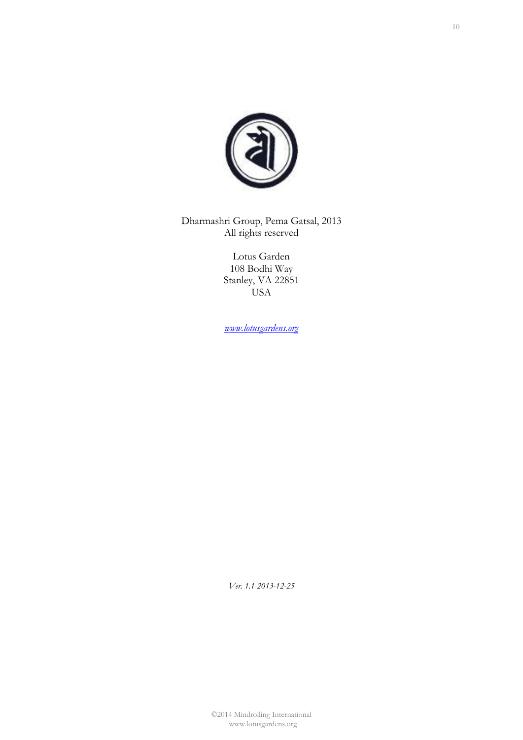Dharmashri Group, Pema Gatsal, 2013
All rights reserved

Lotus Garden
108 Bodhi Way
Stanley, VA 22851
USA

*www.lotusgardens.org*

*Ver. 1.1 2013-12-25*

©2014 Mindrolling International
www.lotusgardens.org